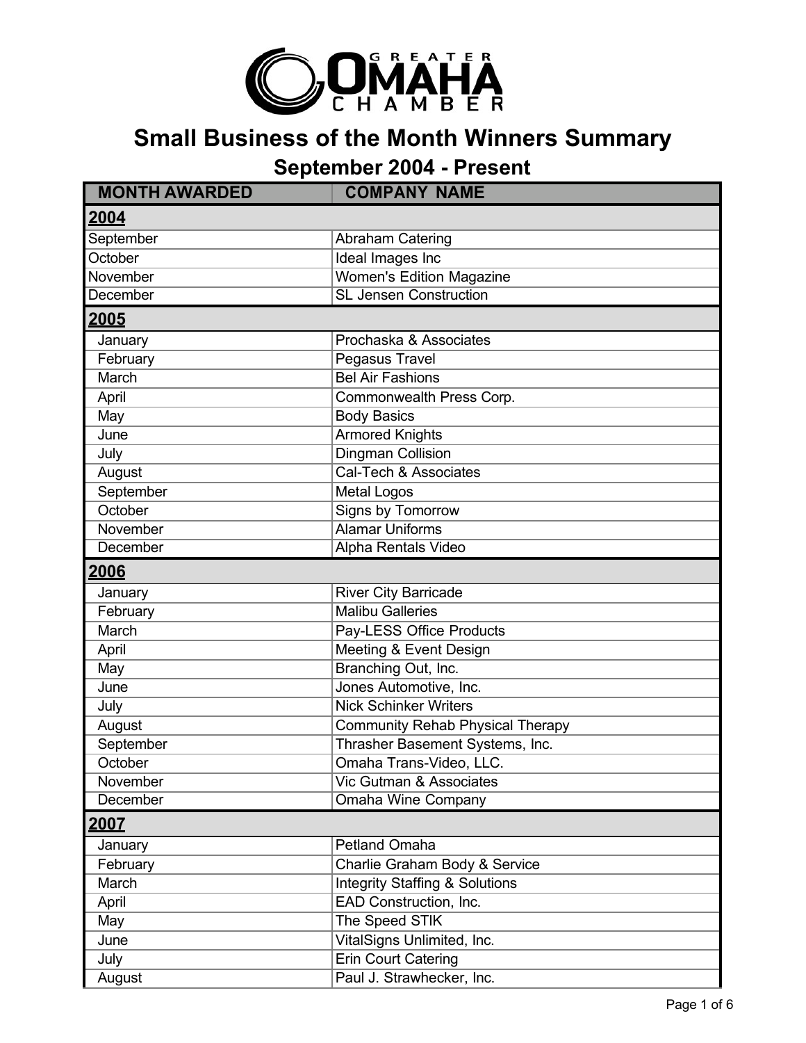GREATER OMAHA CHAMBER

# Small Business of the Month Winners Summary

## September 2004 - Present

| MONTH AWARDED | COMPANY NAME |
|---|---|
| **2004** | |
| September | Abraham Catering |
| October | Ideal Images Inc |
| November | Women's Edition Magazine |
| December | SL Jensen Construction |
| **2005** | |
| January | Prochaska & Associates |
| February | Pegasus Travel |
| March | Bel Air Fashions |
| April | Commonwealth Press Corp. |
| May | Body Basics |
| June | Armored Knights |
| July | Dingman Collision |
| August | Cal-Tech & Associates |
| September | Metal Logos |
| October | Signs by Tomorrow |
| November | Alamar Uniforms |
| December | Alpha Rentals Video |
| **2006** | |
| January | River City Barricade |
| February | Malibu Galleries |
| March | Pay-LESS Office Products |
| April | Meeting & Event Design |
| May | Branching Out, Inc. |
| June | Jones Automotive, Inc. |
| July | Nick Schinker Writers |
| August | Community Rehab Physical Therapy |
| September | Thrasher Basement Systems, Inc. |
| October | Omaha Trans-Video, LLC. |
| November | Vic Gutman & Associates |
| December | Omaha Wine Company |
| **2007** | |
| January | Petland Omaha |
| February | Charlie Graham Body & Service |
| March | Integrity Staffing & Solutions |
| April | EAD Construction, Inc. |
| May | The Speed STIK |
| June | VitalSigns Unlimited, Inc. |
| July | Erin Court Catering |
| August | Paul J. Strawhecker, Inc. |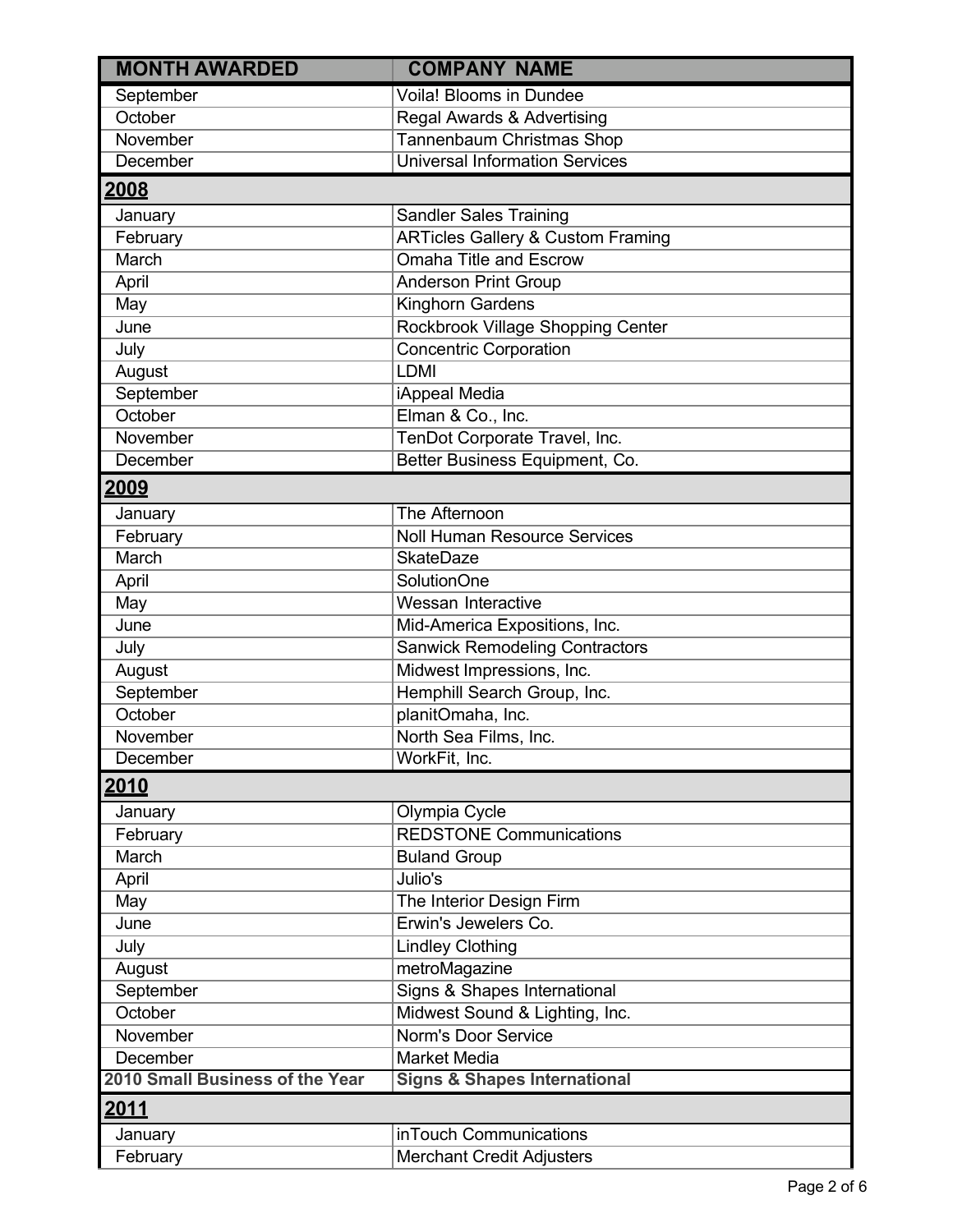| MONTH AWARDED | COMPANY NAME |
| --- | --- |
| September | Voila! Blooms in Dundee |
| October | Regal Awards & Advertising |
| November | Tannenbaum Christmas Shop |
| December | Universal Information Services |
| **2008** | |
| January | Sandler Sales Training |
| February | ARTicles Gallery & Custom Framing |
| March | Omaha Title and Escrow |
| April | Anderson Print Group |
| May | Kinghorn Gardens |
| June | Rockbrook Village Shopping Center |
| July | Concentric Corporation |
| August | LDMI |
| September | iAppeal Media |
| October | Elman & Co., Inc. |
| November | TenDot Corporate Travel, Inc. |
| December | Better Business Equipment, Co. |
| **2009** | |
| January | The Afternoon |
| February | Noll Human Resource Services |
| March | SkateDaze |
| April | SolutionOne |
| May | Wessan Interactive |
| June | Mid-America Expositions, Inc. |
| July | Sanwick Remodeling Contractors |
| August | Midwest Impressions, Inc. |
| September | Hemphill Search Group, Inc. |
| October | planitOmaha, Inc. |
| November | North Sea Films, Inc. |
| December | WorkFit, Inc. |
| **2010** | |
| January | Olympia Cycle |
| February | REDSTONE Communications |
| March | Buland Group |
| April | Julio's |
| May | The Interior Design Firm |
| June | Erwin's Jewelers Co. |
| July | Lindley Clothing |
| August | metroMagazine |
| September | Signs & Shapes International |
| October | Midwest Sound & Lighting, Inc. |
| November | Norm's Door Service |
| December | Market Media |
| **2010 Small Business of the Year** | **Signs & Shapes International** |
| **2011** | |
| January | inTouch Communications |
| February | Merchant Credit Adjusters |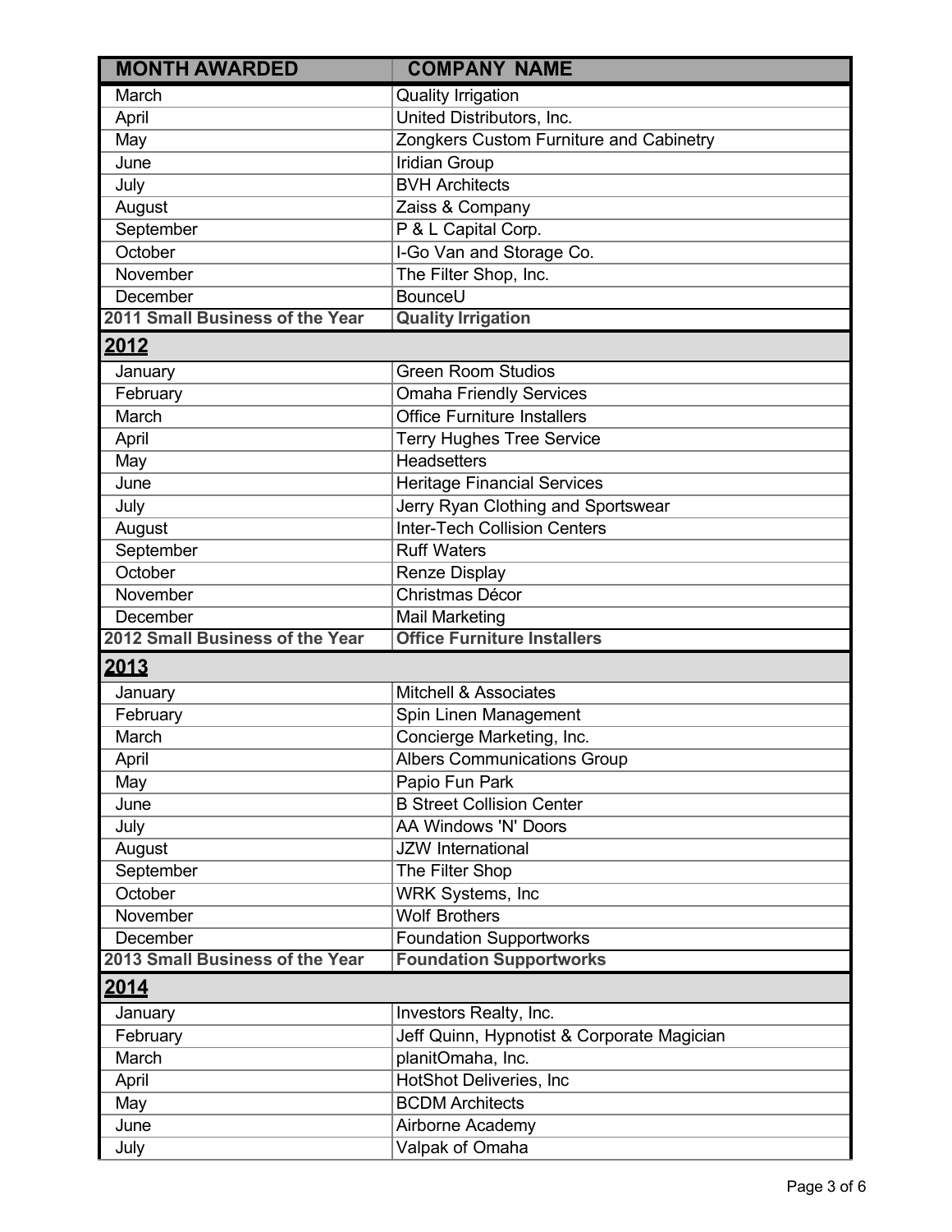| MONTH AWARDED | COMPANY NAME |
|---|---|
| March | Quality Irrigation |
| April | United Distributors, Inc. |
| May | Zongkers Custom Furniture and Cabinetry |
| June | Iridian Group |
| July | BVH Architects |
| August | Zaiss & Company |
| September | P & L Capital Corp. |
| October | I-Go Van and Storage Co. |
| November | The Filter Shop, Inc. |
| December | BounceU |
| **2011 Small Business of the Year** | **Quality Irrigation** |
| **2012** | |
| January | Green Room Studios |
| February | Omaha Friendly Services |
| March | Office Furniture Installers |
| April | Terry Hughes Tree Service |
| May | Headsetters |
| June | Heritage Financial Services |
| July | Jerry Ryan Clothing and Sportswear |
| August | Inter-Tech Collision Centers |
| September | Ruff Waters |
| October | Renze Display |
| November | Christmas Décor |
| December | Mail Marketing |
| **2012 Small Business of the Year** | **Office Furniture Installers** |
| **2013** | |
| January | Mitchell & Associates |
| February | Spin Linen Management |
| March | Concierge Marketing, Inc. |
| April | Albers Communications Group |
| May | Papio Fun Park |
| June | B Street Collision Center |
| July | AA Windows 'N' Doors |
| August | JZW International |
| September | The Filter Shop |
| October | WRK Systems, Inc |
| November | Wolf Brothers |
| December | Foundation Supportworks |
| **2013 Small Business of the Year** | **Foundation Supportworks** |
| **2014** | |
| January | Investors Realty, Inc. |
| February | Jeff Quinn, Hypnotist & Corporate Magician |
| March | planitOmaha, Inc. |
| April | HotShot Deliveries, Inc |
| May | BCDM Architects |
| June | Airborne Academy |
| July | Valpak of Omaha |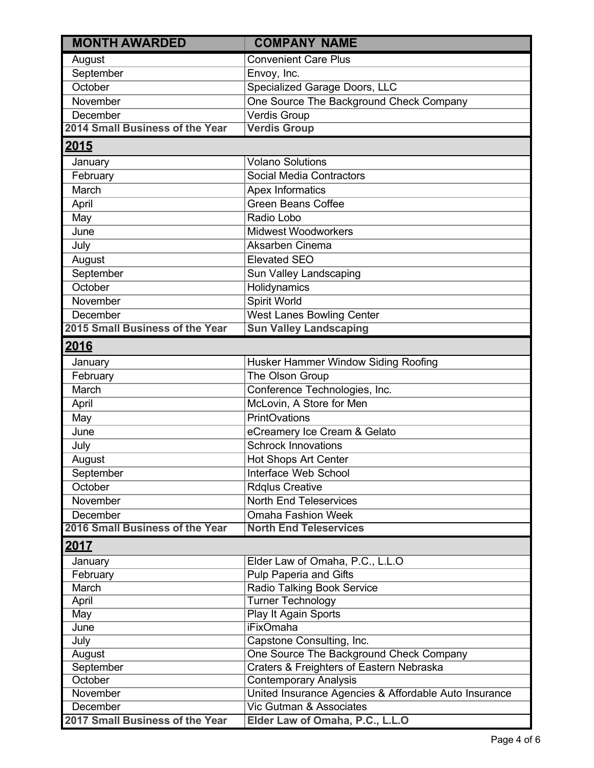| MONTH AWARDED | COMPANY NAME |
| --- | --- |
| August | Convenient Care Plus |
| September | Envoy, Inc. |
| October | Specialized Garage Doors, LLC |
| November | One Source The Background Check Company |
| December | Verdis Group |
| **2014 Small Business of the Year** | **Verdis Group** |
| **2015** | |
| January | Volano Solutions |
| February | Social Media Contractors |
| March | Apex Informatics |
| April | Green Beans Coffee |
| May | Radio Lobo |
| June | Midwest Woodworkers |
| July | Aksarben Cinema |
| August | Elevated SEO |
| September | Sun Valley Landscaping |
| October | Holidynamics |
| November | Spirit World |
| December | West Lanes Bowling Center |
| **2015 Small Business of the Year** | **Sun Valley Landscaping** |
| **2016** | |
| January | Husker Hammer Window Siding Roofing |
| February | The Olson Group |
| March | Conference Technologies, Inc. |
| April | McLovin, A Store for Men |
| May | PrintOvations |
| June | eCreamery Ice Cream & Gelato |
| July | Schrock Innovations |
| August | Hot Shops Art Center |
| September | Interface Web School |
| October | Rdqlus Creative |
| November | North End Teleservices |
| December | Omaha Fashion Week |
| **2016 Small Business of the Year** | **North End Teleservices** |
| **2017** | |
| January | Elder Law of Omaha, P.C., L.L.O |
| February | Pulp Paperia and Gifts |
| March | Radio Talking Book Service |
| April | Turner Technology |
| May | Play It Again Sports |
| June | iFixOmaha |
| July | Capstone Consulting, Inc. |
| August | One Source The Background Check Company |
| September | Craters & Freighters of Eastern Nebraska |
| October | Contemporary Analysis |
| November | United Insurance Agencies & Affordable Auto Insurance |
| December | Vic Gutman & Associates |
| **2017 Small Business of the Year** | **Elder Law of Omaha, P.C., L.L.O** |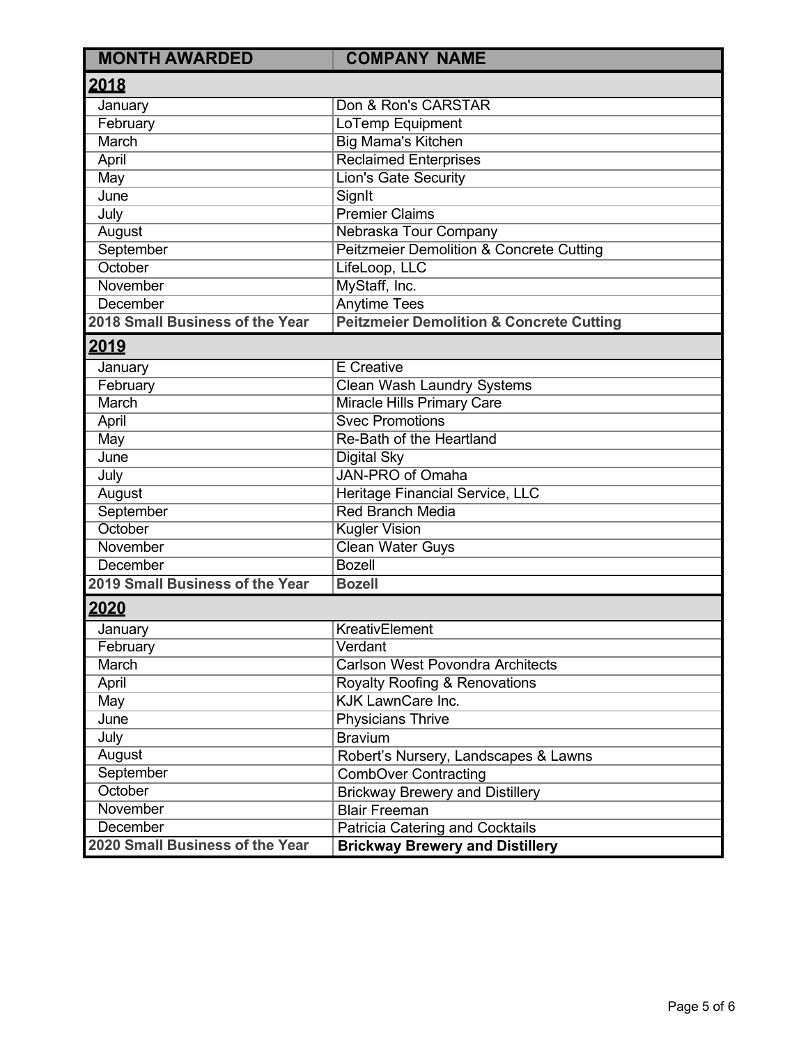| MONTH AWARDED | COMPANY NAME |
|---|---|
| **2018** | |
| January | Don & Ron's CARSTAR |
| February | LoTemp Equipment |
| March | Big Mama's Kitchen |
| April | Reclaimed Enterprises |
| May | Lion's Gate Security |
| June | SignIt |
| July | Premier Claims |
| August | Nebraska Tour Company |
| September | Peitzmeier Demolition & Concrete Cutting |
| October | LifeLoop, LLC |
| November | MyStaff, Inc. |
| December | Anytime Tees |
| **2018 Small Business of the Year** | **Peitzmeier Demolition & Concrete Cutting** |
| **2019** | |
| January | E Creative |
| February | Clean Wash Laundry Systems |
| March | Miracle Hills Primary Care |
| April | Svec Promotions |
| May | Re-Bath of the Heartland |
| June | Digital Sky |
| July | JAN-PRO of Omaha |
| August | Heritage Financial Service, LLC |
| September | Red Branch Media |
| October | Kugler Vision |
| November | Clean Water Guys |
| December | Bozell |
| **2019 Small Business of the Year** | **Bozell** |
| **2020** | |
| January | KreativElement |
| February | Verdant |
| March | Carlson West Povondra Architects |
| April | Royalty Roofing & Renovations |
| May | KJK LawnCare Inc. |
| June | Physicians Thrive |
| July | Bravium |
| August | Robert's Nursery, Landscapes & Lawns |
| September | CombOver Contracting |
| October | Brickway Brewery and Distillery |
| November | Blair Freeman |
| December | Patricia Catering and Cocktails |
| **2020 Small Business of the Year** | **Brickway Brewery and Distillery** |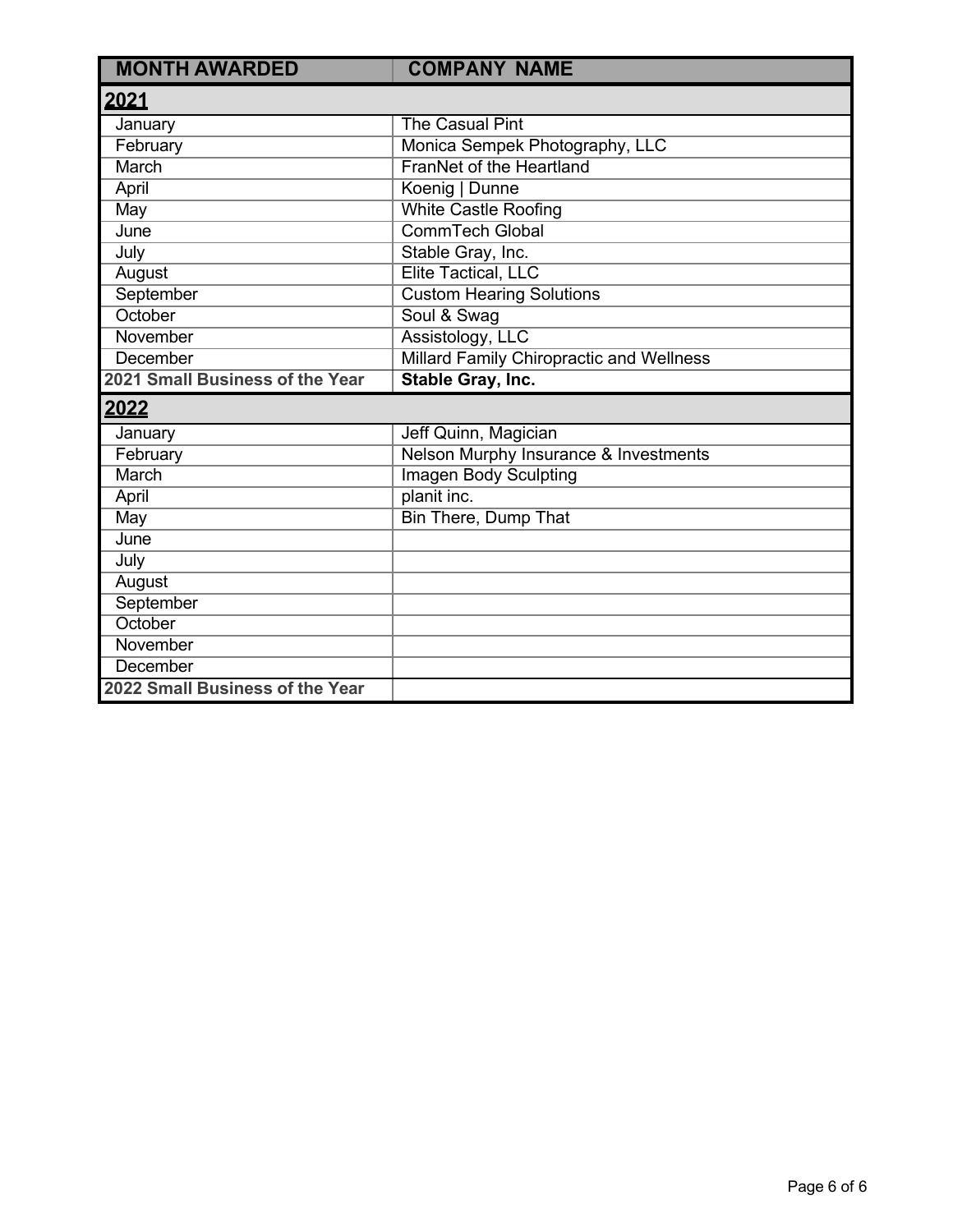| MONTH AWARDED | COMPANY NAME |
|---|---|
| **2021** | |
| January | The Casual Pint |
| February | Monica Sempek Photography, LLC |
| March | FranNet of the Heartland |
| April | Koenig \| Dunne |
| May | White Castle Roofing |
| June | CommTech Global |
| July | Stable Gray, Inc. |
| August | Elite Tactical, LLC |
| September | Custom Hearing Solutions |
| October | Soul & Swag |
| November | Assistology, LLC |
| December | Millard Family Chiropractic and Wellness |
| **2021 Small Business of the Year** | **Stable Gray, Inc.** |
| **2022** | |
| January | Jeff Quinn, Magician |
| February | Nelson Murphy Insurance & Investments |
| March | Imagen Body Sculpting |
| April | planit inc. |
| May | Bin There, Dump That |
| June | |
| July | |
| August | |
| September | |
| October | |
| November | |
| December | |
| **2022 Small Business of the Year** | |